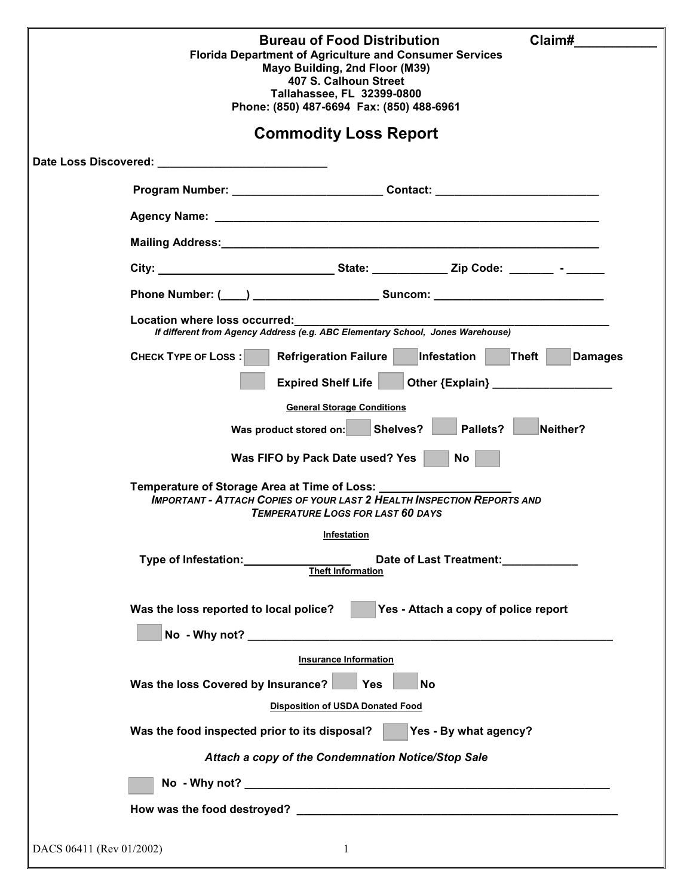**Bureau of Food Distribution** **Claim#__________**

**Florida Department of Agriculture and Consumer Services**
**Mayo Building, 2nd Floor (M39)**
**407 S. Calhoun Street**
**Tallahassee, FL 32399-0800**
**Phone: (850) 487-6694 Fax: (850) 488-6961**

# Commodity Loss Report

**Date Loss Discovered:** __________________________

**Program Number:** ________________________ **Contact:** __________________________

**Agency Name:** ____________________________________________________________

**Mailing Address:**___________________________________________________________

**City:** ____________________________ **State:** ____________ **Zip Code:** _______ - ______

**Phone Number:** (____) ___________________ **Suncom:** __________________________

**Location where loss occurred:**_______________________________________________
*If different from Agency Address (e.g. ABC Elementary School, Jones Warehouse)*

**CHECK TYPE OF LOSS :** ☐ **Refrigeration Failure** ☐ **Infestation** ☐ **Theft** ☐ **Damages**

☐ **Expired Shelf Life** ☐ **Other {Explain}** __________________

**General Storage Conditions**

**Was product stored on:** ☐ **Shelves?** ☐ **Pallets?** ☐ **Neither?**

**Was FIFO by Pack Date used? Yes** ☐ **No** ☐

**Temperature of Storage Area at Time of Loss:** ____________________

***IMPORTANT - ATTACH COPIES OF YOUR LAST 2 HEALTH INSPECTION REPORTS AND TEMPERATURE LOGS FOR LAST 60 DAYS***

**Infestation**

**Type of Infestation:**________________ **Date of Last Treatment:**____________

**Theft Information**

**Was the loss reported to local police?** ☐ **Yes - Attach a copy of police report**

☐ **No - Why not?** ________________________________________________________

**Insurance Information**

**Was the loss Covered by Insurance?** ☐ **Yes** ☐ **No**

**Disposition of USDA Donated Food**

**Was the food inspected prior to its disposal?** ☐ **Yes - By what agency?**

***Attach a copy of the Condemnation Notice/Stop Sale***

☐ **No - Why not?** ________________________________________________________

**How was the food destroyed?** ______________________________________________

DACS 06411 (Rev 01/2002)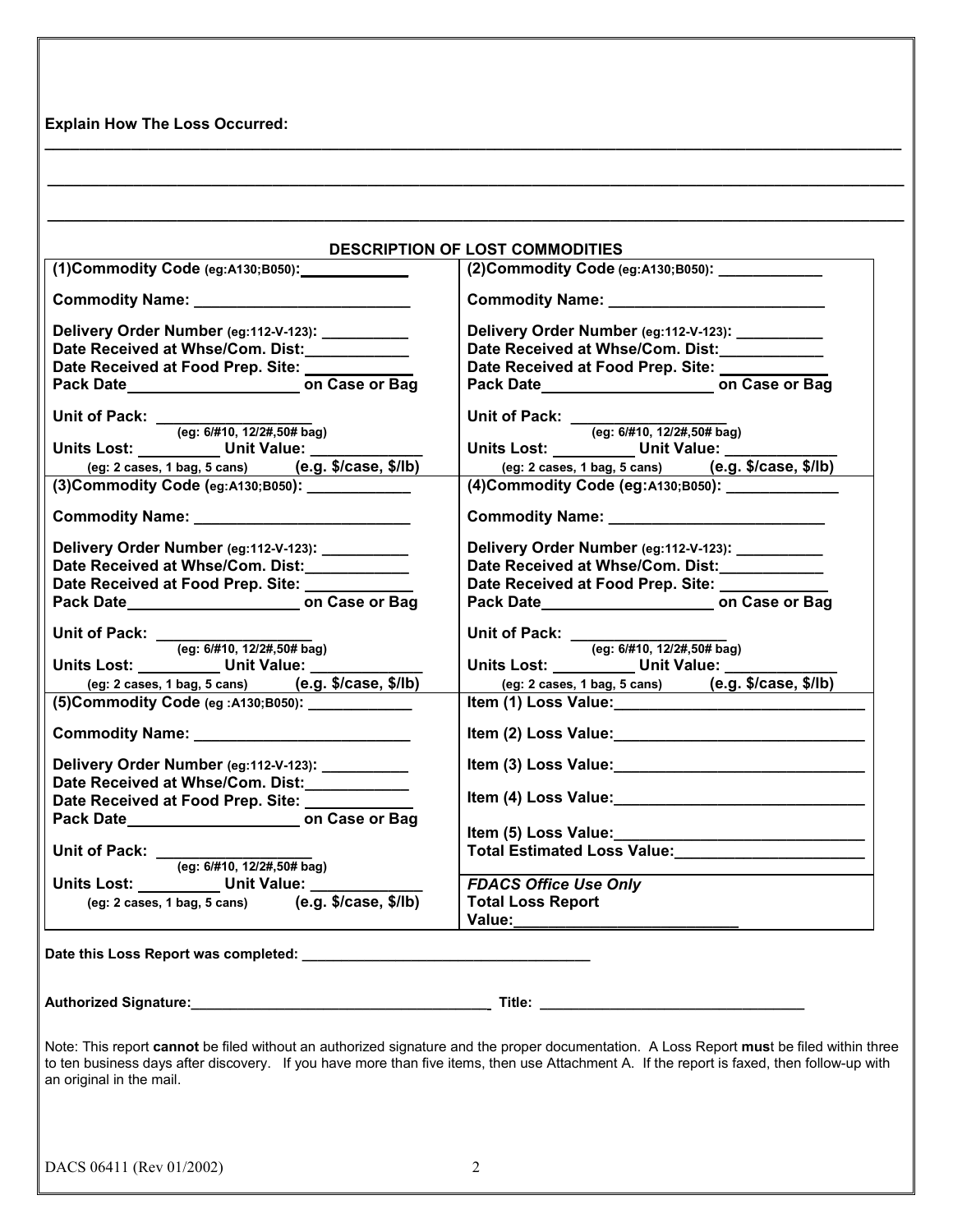**Explain How The Loss Occurred:**

\_\_\_\_\_\_\_\_\_\_\_\_\_\_\_\_\_\_\_\_\_\_\_\_\_\_\_\_\_\_\_\_\_\_\_\_\_\_\_\_\_\_\_\_\_\_\_\_\_\_\_\_\_\_\_\_\_\_\_\_\_\_\_\_\_\_\_\_\_\_

\_\_\_\_\_\_\_\_\_\_\_\_\_\_\_\_\_\_\_\_\_\_\_\_\_\_\_\_\_\_\_\_\_\_\_\_\_\_\_\_\_\_\_\_\_\_\_\_\_\_\_\_\_\_\_\_\_\_\_\_\_\_\_\_\_\_\_\_\_\_

\_\_\_\_\_\_\_\_\_\_\_\_\_\_\_\_\_\_\_\_\_\_\_\_\_\_\_\_\_\_\_\_\_\_\_\_\_\_\_\_\_\_\_\_\_\_\_\_\_\_\_\_\_\_\_\_\_\_\_\_\_\_\_\_\_\_\_\_\_\_

## DESCRIPTION OF LOST COMMODITIES

| | |
|---|---|
| **(1)Commodity Code** (eg:A130;B050): \_\_\_\_\_\_\_\_\_\_<br><br>**Commodity Name:** \_\_\_\_\_\_\_\_\_\_\_\_\_\_\_\_\_\_\_\_<br><br>**Delivery Order Number** (eg:112-V-123): \_\_\_\_\_\_\_\_<br>**Date Received at Whse/Com. Dist:**\_\_\_\_\_\_\_\_\_<br>**Date Received at Food Prep. Site:** \_\_\_\_\_\_\_\_\_<br>**Pack Date**\_\_\_\_\_\_\_\_\_\_\_\_\_\_\_\_ **on Case or Bag**<br><br>**Unit of Pack:** \_\_\_\_\_\_\_\_\_\_\_\_\_\_\_<br>(eg: 6/#10, 12/2#,50# bag)<br>**Units Lost:** \_\_\_\_\_\_\_\_ **Unit Value:** \_\_\_\_\_\_\_\_\_\_<br>(eg: 2 cases, 1 bag, 5 cans) **(e.g. $/case, $/lb)** | **(2)Commodity Code** (eg:A130;B050): \_\_\_\_\_\_\_\_\_\_<br><br>**Commodity Name:** \_\_\_\_\_\_\_\_\_\_\_\_\_\_\_\_\_\_\_\_<br><br>**Delivery Order Number** (eg:112-V-123): \_\_\_\_\_\_\_\_<br>**Date Received at Whse/Com. Dist:**\_\_\_\_\_\_\_\_\_<br>**Date Received at Food Prep. Site:** \_\_\_\_\_\_\_\_\_<br>**Pack Date**\_\_\_\_\_\_\_\_\_\_\_\_\_\_\_\_ **on Case or Bag**<br><br>**Unit of Pack:** \_\_\_\_\_\_\_\_\_\_\_\_\_\_\_<br>(eg: 6/#10, 12/2#,50# bag)<br>**Units Lost:** \_\_\_\_\_\_\_\_ **Unit Value:** \_\_\_\_\_\_\_\_\_\_<br>(eg: 2 cases, 1 bag, 5 cans) **(e.g. $/case, $/lb)** |
| **(3)Commodity Code** (eg:A130;B050): \_\_\_\_\_\_\_\_\_\_<br><br>**Commodity Name:** \_\_\_\_\_\_\_\_\_\_\_\_\_\_\_\_\_\_\_\_<br><br>**Delivery Order Number** (eg:112-V-123): \_\_\_\_\_\_\_\_<br>**Date Received at Whse/Com. Dist:**\_\_\_\_\_\_\_\_\_<br>**Date Received at Food Prep. Site:** \_\_\_\_\_\_\_\_\_<br>**Pack Date**\_\_\_\_\_\_\_\_\_\_\_\_\_\_\_\_ **on Case or Bag**<br><br>**Unit of Pack:** \_\_\_\_\_\_\_\_\_\_\_\_\_\_\_<br>(eg: 6/#10, 12/2#,50# bag)<br>**Units Lost:** \_\_\_\_\_\_\_\_ **Unit Value:** \_\_\_\_\_\_\_\_\_\_<br>(eg: 2 cases, 1 bag, 5 cans) **(e.g. $/case, $/lb)** | **(4)Commodity Code (eg:**A130;B050**):** \_\_\_\_\_\_\_\_\_\_<br><br>**Commodity Name:** \_\_\_\_\_\_\_\_\_\_\_\_\_\_\_\_\_\_\_\_<br><br>**Delivery Order Number** (eg:112-V-123): \_\_\_\_\_\_\_\_<br>**Date Received at Whse/Com. Dist:**\_\_\_\_\_\_\_\_\_<br>**Date Received at Food Prep. Site:** \_\_\_\_\_\_\_\_\_<br>**Pack Date**\_\_\_\_\_\_\_\_\_\_\_\_\_\_\_\_ **on Case or Bag**<br><br>**Unit of Pack:** \_\_\_\_\_\_\_\_\_\_\_\_\_\_\_<br>(eg: 6/#10, 12/2#,50# bag)<br>**Units Lost:** \_\_\_\_\_\_\_\_ **Unit Value:** \_\_\_\_\_\_\_\_\_\_<br>(eg: 2 cases, 1 bag, 5 cans) **(e.g. $/case, $/lb)** |
| **(5)Commodity Code** (eg :A130;B050): \_\_\_\_\_\_\_\_\_\_<br><br>**Commodity Name:** \_\_\_\_\_\_\_\_\_\_\_\_\_\_\_\_\_\_\_\_<br><br>**Delivery Order Number** (eg:112-V-123): \_\_\_\_\_\_\_\_<br>**Date Received at Whse/Com. Dist:**\_\_\_\_\_\_\_\_\_<br>**Date Received at Food Prep. Site:** \_\_\_\_\_\_\_\_\_<br>**Pack Date**\_\_\_\_\_\_\_\_\_\_\_\_\_\_\_\_ **on Case or Bag**<br><br>**Unit of Pack:** \_\_\_\_\_\_\_\_\_\_\_\_\_\_\_<br>(eg: 6/#10, 12/2#,50# bag)<br>**Units Lost:** \_\_\_\_\_\_\_\_ **Unit Value:** \_\_\_\_\_\_\_\_\_\_<br>(eg: 2 cases, 1 bag, 5 cans) **(e.g. $/case, $/lb)** | **Item (1) Loss Value:**\_\_\_\_\_\_\_\_\_\_\_\_\_\_\_\_\_\_\_\_\_\_<br><br>**Item (2) Loss Value:**\_\_\_\_\_\_\_\_\_\_\_\_\_\_\_\_\_\_\_\_\_\_<br><br>**Item (3) Loss Value:**\_\_\_\_\_\_\_\_\_\_\_\_\_\_\_\_\_\_\_\_\_\_<br><br>**Item (4) Loss Value:**\_\_\_\_\_\_\_\_\_\_\_\_\_\_\_\_\_\_\_\_\_\_<br><br>**Item (5) Loss Value:**\_\_\_\_\_\_\_\_\_\_\_\_\_\_\_\_\_\_\_\_\_\_<br>**Total Estimated Loss Value:**\_\_\_\_\_\_\_\_\_\_\_\_\_\_\_\_\_<br><br>***FDACS Office Use Only***<br>**Total Loss Report Value:**\_\_\_\_\_\_\_\_\_\_\_\_\_\_\_\_\_\_\_\_ |

**Date this Loss Report was completed:** \_\_\_\_\_\_\_\_\_\_\_\_\_\_\_\_\_\_\_\_\_\_\_\_\_\_\_\_\_\_

**Authorized Signature:**\_\_\_\_\_\_\_\_\_\_\_\_\_\_\_\_\_\_\_\_\_\_\_\_\_\_\_\_\_\_\_ **Title:** \_\_\_\_\_\_\_\_\_\_\_\_\_\_\_\_\_\_\_\_\_\_\_\_\_\_\_

Note: This report **cannot** be filed without an authorized signature and the proper documentation. A Loss Report **mus**t be filed within three to ten business days after discovery. If you have more than five items, then use Attachment A. If the report is faxed, then follow-up with an original in the mail.

DACS 06411 (Rev 01/2002)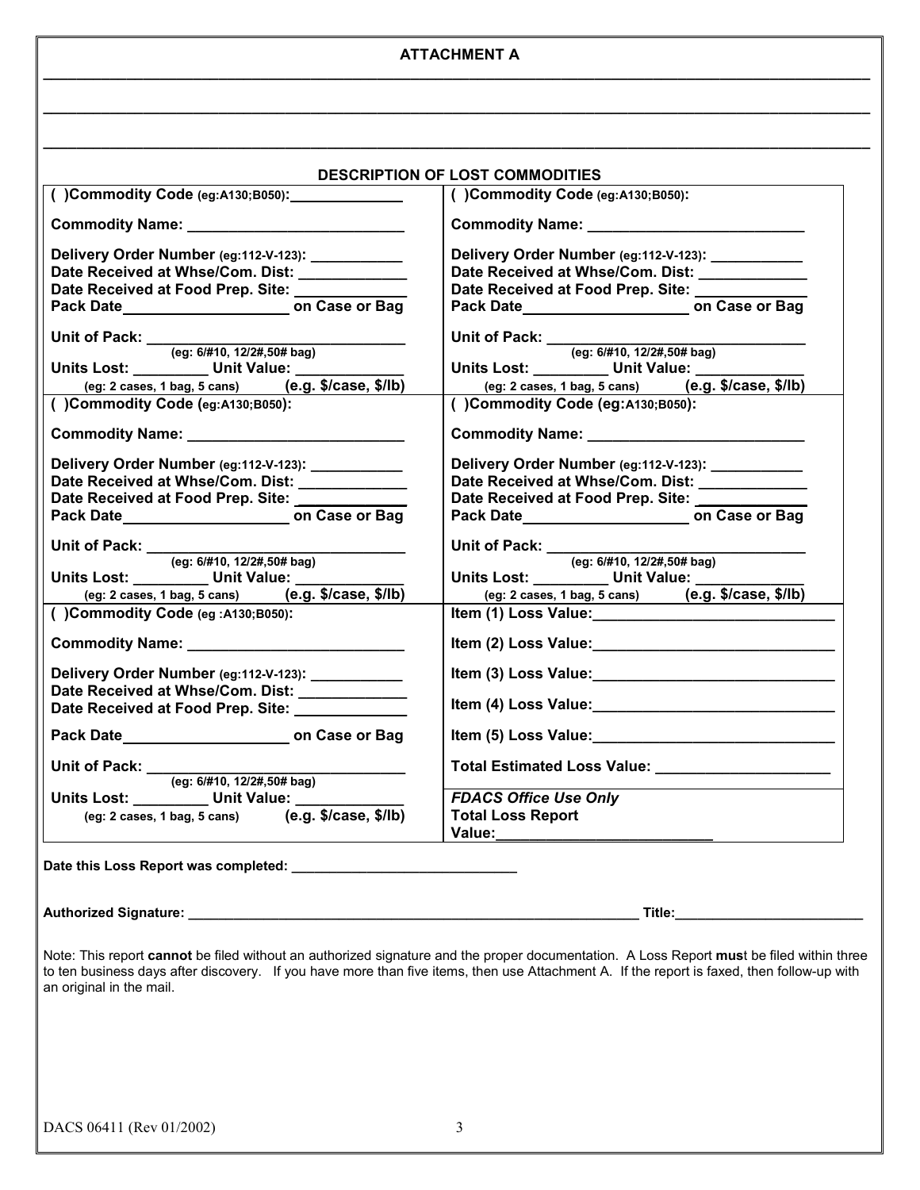## ATTACHMENT A

______________________________________________________________________________

______________________________________________________________________________

______________________________________________________________________________

### DESCRIPTION OF LOST COMMODITIES

| | |
|---|---|
| ( )Commodity Code (eg:A130;B050):______________<br><br>Commodity Name: _________________________<br><br>Delivery Order Number (eg:112-V-123): ___________<br>Date Received at Whse/Com. Dist: _____________<br>Date Received at Food Prep. Site: _____________<br>Pack Date____________________ on Case or Bag<br><br>Unit of Pack: ______________________________<br>(eg: 6/#10, 12/2#,50# bag)<br>Units Lost: _________ Unit Value: _____________<br>(eg: 2 cases, 1 bag, 5 cans) (e.g. $/case, $/lb) | ( )Commodity Code (eg:A130;B050):<br><br>Commodity Name: _________________________<br><br>Delivery Order Number (eg:112-V-123): ___________<br>Date Received at Whse/Com. Dist: _____________<br>Date Received at Food Prep. Site: _____________<br>Pack Date____________________ on Case or Bag<br><br>Unit of Pack: ______________________________<br>(eg: 6/#10, 12/2#,50# bag)<br>Units Lost: _________ Unit Value: _____________<br>(eg: 2 cases, 1 bag, 5 cans) (e.g. $/case, $/lb) |
| ( )Commodity Code (eg:A130;B050):<br><br>Commodity Name: _________________________<br><br>Delivery Order Number (eg:112-V-123): ___________<br>Date Received at Whse/Com. Dist: _____________<br>Date Received at Food Prep. Site: _____________<br>Pack Date____________________ on Case or Bag<br><br>Unit of Pack: ______________________________<br>(eg: 6/#10, 12/2#,50# bag)<br>Units Lost: _________ Unit Value: _____________<br>(eg: 2 cases, 1 bag, 5 cans) (e.g. $/case, $/lb) | ( )Commodity Code (eg:A130;B050):<br><br>Commodity Name: _________________________<br><br>Delivery Order Number (eg:112-V-123): ___________<br>Date Received at Whse/Com. Dist: _____________<br>Date Received at Food Prep. Site: _____________<br>Pack Date____________________ on Case or Bag<br><br>Unit of Pack: ______________________________<br>(eg: 6/#10, 12/2#,50# bag)<br>Units Lost: _________ Unit Value: _____________<br>(eg: 2 cases, 1 bag, 5 cans) (e.g. $/case, $/lb) |
| ( )Commodity Code (eg :A130;B050):<br><br>Commodity Name: _________________________<br><br>Delivery Order Number (eg:112-V-123): ___________<br>Date Received at Whse/Com. Dist: _____________<br>Date Received at Food Prep. Site: _____________<br><br>Pack Date____________________ on Case or Bag<br><br>Unit of Pack: ______________________________<br>(eg: 6/#10, 12/2#,50# bag)<br>Units Lost: _________ Unit Value: _____________<br>(eg: 2 cases, 1 bag, 5 cans) (e.g. $/case, $/lb) | Item (1) Loss Value:____________________________<br><br>Item (2) Loss Value:____________________________<br><br>Item (3) Loss Value:____________________________<br><br>Item (4) Loss Value:____________________________<br><br>Item (5) Loss Value:____________________________<br><br>Total Estimated Loss Value: _____________________<br><br>*FDACS Office Use Only*<br>**Total Loss Report Value:**__________________________ |

**Date this Loss Report was completed:** _____________________________

**Authorized Signature:** ____________________________________________________________ **Title:**________________________

Note: This report **cannot** be filed without an authorized signature and the proper documentation. A Loss Report **mus**t be filed within three to ten business days after discovery. If you have more than five items, then use Attachment A. If the report is faxed, then follow-up with an original in the mail.

DACS 06411 (Rev 01/2002)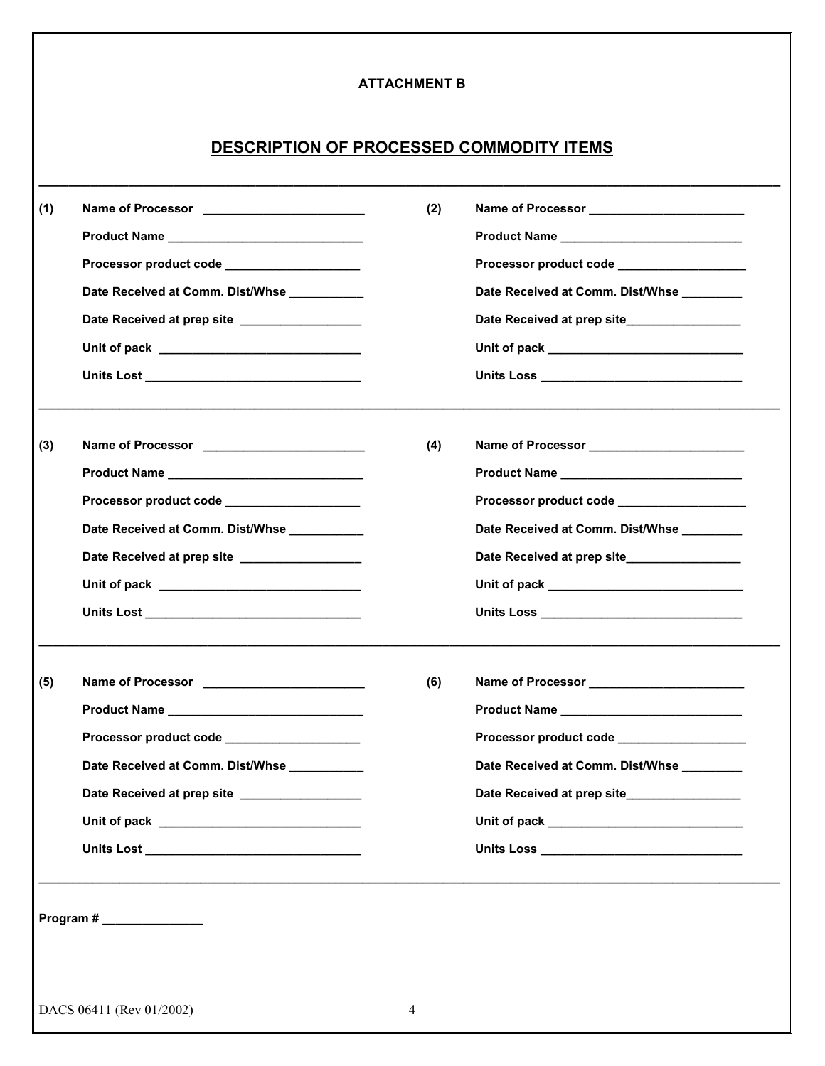**ATTACHMENT B**

## DESCRIPTION OF PROCESSED COMMODITY ITEMS

---

**(1)**

**Name of Processor** ________________________

**Product Name** _____________________________

**Processor product code** ___________________

**Date Received at Comm. Dist/Whse** __________

**Date Received at prep site** _________________

**Unit of pack** ______________________________

**Units Lost** _______________________________

**(2)**

**Name of Processor** ______________________

**Product Name** ___________________________

**Processor product code** __________________

**Date Received at Comm. Dist/Whse** ________

**Date Received at prep site**________________

**Unit of pack** _____________________________

**Units Loss** ______________________________

---

**(3)**

**Name of Processor** ________________________

**Product Name** _____________________________

**Processor product code** ___________________

**Date Received at Comm. Dist/Whse** __________

**Date Received at prep site** _________________

**Unit of pack** ______________________________

**Units Lost** _______________________________

**(4)**

**Name of Processor** ______________________

**Product Name** ___________________________

**Processor product code** __________________

**Date Received at Comm. Dist/Whse** ________

**Date Received at prep site**________________

**Unit of pack** _____________________________

**Units Loss** ______________________________

---

**(5)**

**Name of Processor** ________________________

**Product Name** _____________________________

**Processor product code** ___________________

**Date Received at Comm. Dist/Whse** __________

**Date Received at prep site** _________________

**Unit of pack** ______________________________

**Units Lost** _______________________________

**(6)**

**Name of Processor** ______________________

**Product Name** ___________________________

**Processor product code** __________________

**Date Received at Comm. Dist/Whse** ________

**Date Received at prep site**________________

**Unit of pack** _____________________________

**Units Loss** ______________________________

---

**Program #** ______________

DACS 06411 (Rev 01/2002)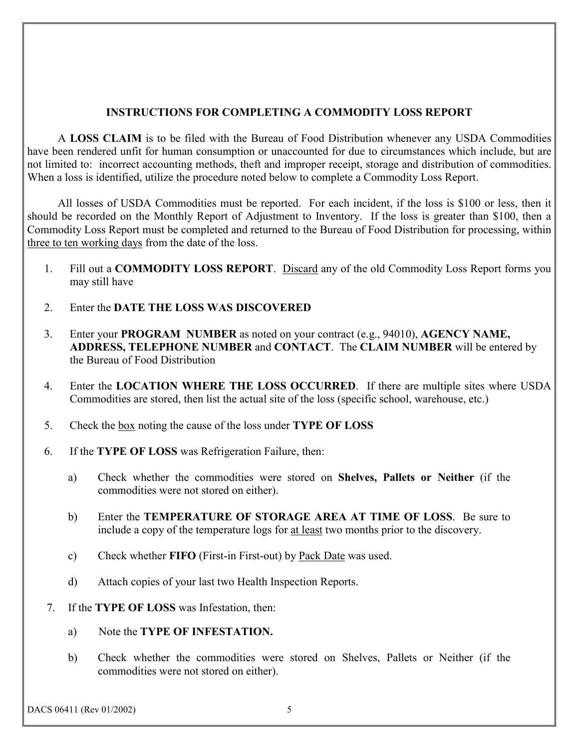## INSTRUCTIONS FOR COMPLETING A COMMODITY LOSS REPORT

A **LOSS CLAIM** is to be filed with the Bureau of Food Distribution whenever any USDA Commodities have been rendered unfit for human consumption or unaccounted for due to circumstances which include, but are not limited to: incorrect accounting methods, theft and improper receipt, storage and distribution of commodities. When a loss is identified, utilize the procedure noted below to complete a Commodity Loss Report.

All losses of USDA Commodities must be reported. For each incident, if the loss is $100 or less, then it should be recorded on the Monthly Report of Adjustment to Inventory. If the loss is greater than $100, then a Commodity Loss Report must be completed and returned to the Bureau of Food Distribution for processing, within three to ten working days from the date of the loss.

1. Fill out a **COMMODITY LOSS REPORT**. Discard any of the old Commodity Loss Report forms you may still have

2. Enter the **DATE THE LOSS WAS DISCOVERED**

3. Enter your **PROGRAM NUMBER** as noted on your contract (e.g., 94010), **AGENCY NAME, ADDRESS, TELEPHONE NUMBER** and **CONTACT**. The **CLAIM NUMBER** will be entered by the Bureau of Food Distribution

4. Enter the **LOCATION WHERE THE LOSS OCCURRED**. If there are multiple sites where USDA Commodities are stored, then list the actual site of the loss (specific school, warehouse, etc.)

5. Check the box noting the cause of the loss under **TYPE OF LOSS**

6. If the **TYPE OF LOSS** was Refrigeration Failure, then:

   a) Check whether the commodities were stored on **Shelves, Pallets or Neither** (if the commodities were not stored on either).

   b) Enter the **TEMPERATURE OF STORAGE AREA AT TIME OF LOSS**. Be sure to include a copy of the temperature logs for at least two months prior to the discovery.

   c) Check whether **FIFO** (First-in First-out) by Pack Date was used.

   d) Attach copies of your last two Health Inspection Reports.

7. If the **TYPE OF LOSS** was Infestation, then:

   a) Note the **TYPE OF INFESTATION.**

   b) Check whether the commodities were stored on Shelves, Pallets or Neither (if the commodities were not stored on either).

DACS 06411 (Rev 01/2002)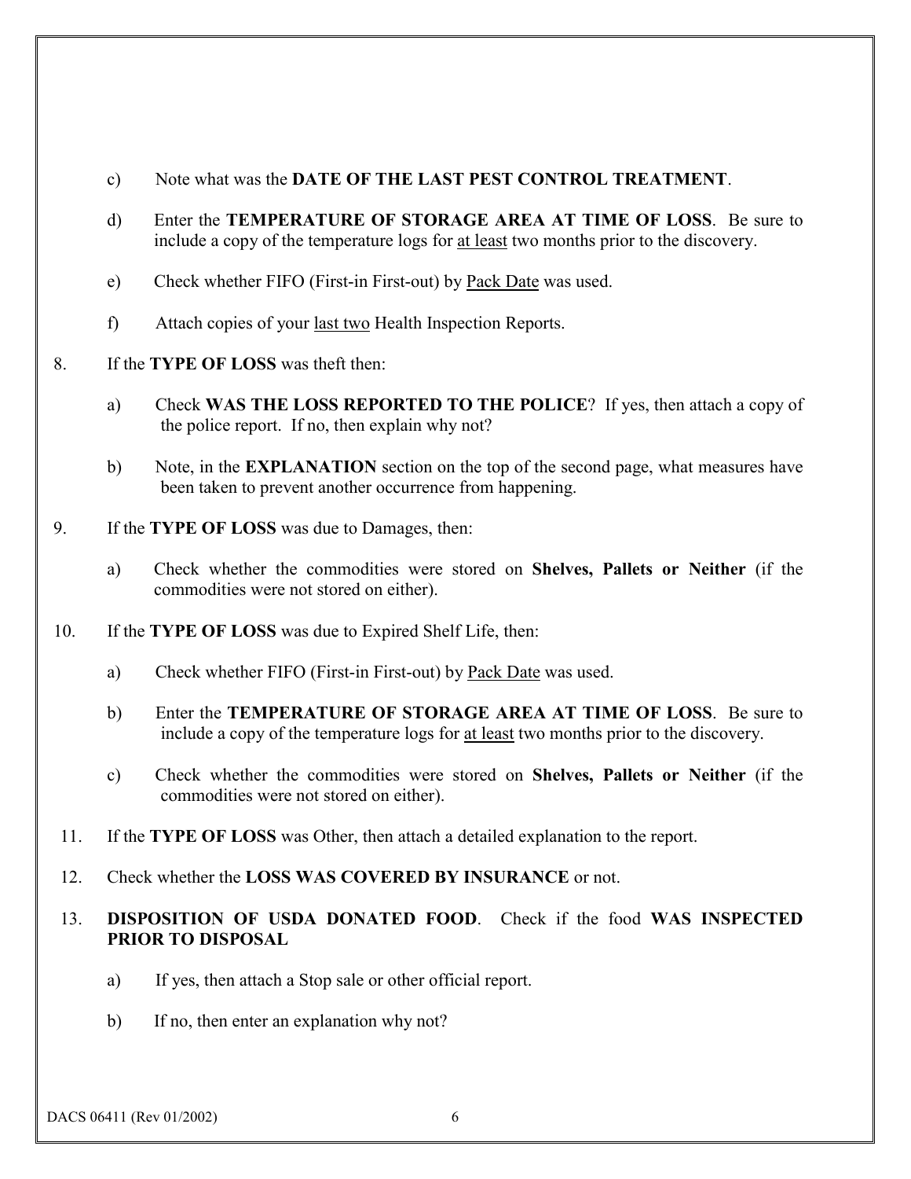c) Note what was the **DATE OF THE LAST PEST CONTROL TREATMENT**.

d) Enter the **TEMPERATURE OF STORAGE AREA AT TIME OF LOSS**. Be sure to include a copy of the temperature logs for <u>at least</u> two months prior to the discovery.

e) Check whether FIFO (First-in First-out) by <u>Pack Date</u> was used.

f) Attach copies of your <u>last two</u> Health Inspection Reports.

8. If the **TYPE OF LOSS** was theft then:

   a) Check **WAS THE LOSS REPORTED TO THE POLICE**? If yes, then attach a copy of the police report. If no, then explain why not?

   b) Note, in the **EXPLANATION** section on the top of the second page, what measures have been taken to prevent another occurrence from happening.

9. If the **TYPE OF LOSS** was due to Damages, then:

   a) Check whether the commodities were stored on **Shelves, Pallets or Neither** (if the commodities were not stored on either).

10. If the **TYPE OF LOSS** was due to Expired Shelf Life, then:

    a) Check whether FIFO (First-in First-out) by <u>Pack Date</u> was used.

    b) Enter the **TEMPERATURE OF STORAGE AREA AT TIME OF LOSS**. Be sure to include a copy of the temperature logs for <u>at least</u> two months prior to the discovery.

    c) Check whether the commodities were stored on **Shelves, Pallets or Neither** (if the commodities were not stored on either).

11. If the **TYPE OF LOSS** was Other, then attach a detailed explanation to the report.

12. Check whether the **LOSS WAS COVERED BY INSURANCE** or not.

13. **DISPOSITION OF USDA DONATED FOOD**. Check if the food **WAS INSPECTED PRIOR TO DISPOSAL**

    a) If yes, then attach a Stop sale or other official report.

    b) If no, then enter an explanation why not?

DACS 06411 (Rev 01/2002)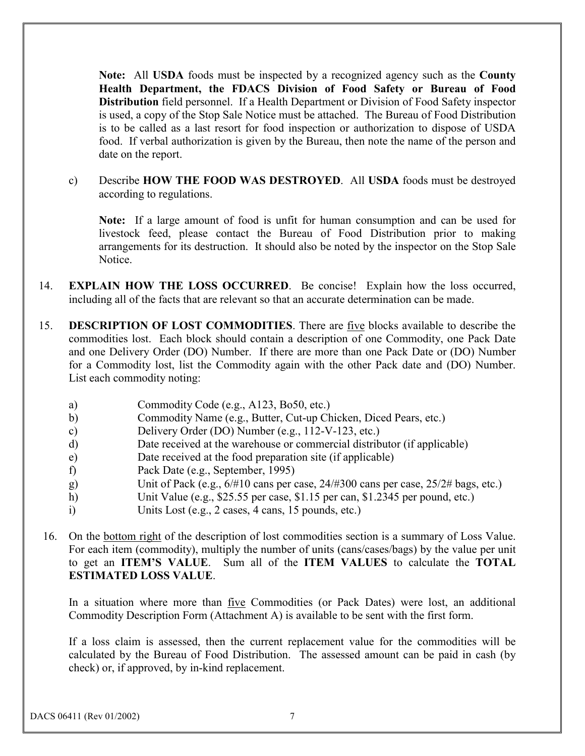**Note:** All **USDA** foods must be inspected by a recognized agency such as the **County Health Department, the FDACS Division of Food Safety or Bureau of Food Distribution** field personnel. If a Health Department or Division of Food Safety inspector is used, a copy of the Stop Sale Notice must be attached. The Bureau of Food Distribution is to be called as a last resort for food inspection or authorization to dispose of USDA food. If verbal authorization is given by the Bureau, then note the name of the person and date on the report.

c) Describe **HOW THE FOOD WAS DESTROYED**. All **USDA** foods must be destroyed according to regulations.

**Note:** If a large amount of food is unfit for human consumption and can be used for livestock feed, please contact the Bureau of Food Distribution prior to making arrangements for its destruction. It should also be noted by the inspector on the Stop Sale Notice.

14. **EXPLAIN HOW THE LOSS OCCURRED**. Be concise! Explain how the loss occurred, including all of the facts that are relevant so that an accurate determination can be made.

15. **DESCRIPTION OF LOST COMMODITIES**. There are five blocks available to describe the commodities lost. Each block should contain a description of one Commodity, one Pack Date and one Delivery Order (DO) Number. If there are more than one Pack Date or (DO) Number for a Commodity lost, list the Commodity again with the other Pack date and (DO) Number. List each commodity noting:

    a) Commodity Code (e.g., A123, Bo50, etc.)
    b) Commodity Name (e.g., Butter, Cut-up Chicken, Diced Pears, etc.)
    c) Delivery Order (DO) Number (e.g., 112-V-123, etc.)
    d) Date received at the warehouse or commercial distributor (if applicable)
    e) Date received at the food preparation site (if applicable)
    f) Pack Date (e.g., September, 1995)
    g) Unit of Pack (e.g., 6/#10 cans per case, 24/#300 cans per case, 25/2# bags, etc.)
    h) Unit Value (e.g., $25.55 per case, $1.15 per can, $1.2345 per pound, etc.)
    i) Units Lost (e.g., 2 cases, 4 cans, 15 pounds, etc.)

16. On the bottom right of the description of lost commodities section is a summary of Loss Value. For each item (commodity), multiply the number of units (cans/cases/bags) by the value per unit to get an **ITEM'S VALUE**. Sum all of the **ITEM VALUES** to calculate the **TOTAL ESTIMATED LOSS VALUE**.

    In a situation where more than five Commodities (or Pack Dates) were lost, an additional Commodity Description Form (Attachment A) is available to be sent with the first form.

    If a loss claim is assessed, then the current replacement value for the commodities will be calculated by the Bureau of Food Distribution. The assessed amount can be paid in cash (by check) or, if approved, by in-kind replacement.

DACS 06411 (Rev 01/2002)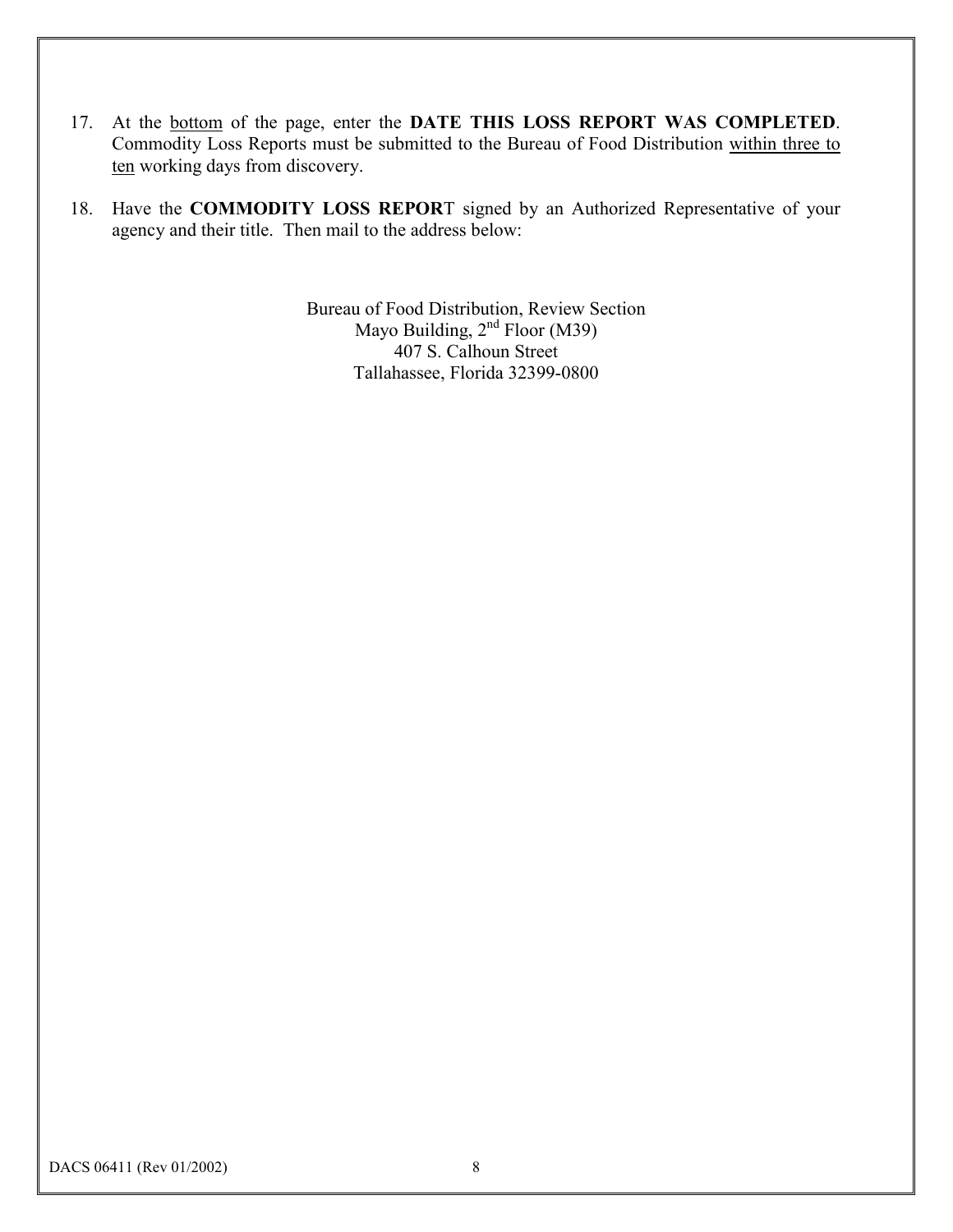17. At the bottom of the page, enter the **DATE THIS LOSS REPORT WAS COMPLETED**. Commodity Loss Reports must be submitted to the Bureau of Food Distribution within three to ten working days from discovery.

18. Have the **COMMODITY LOSS REPOR**T signed by an Authorized Representative of your agency and their title. Then mail to the address below:

Bureau of Food Distribution, Review Section
Mayo Building, 2nd Floor (M39)
407 S. Calhoun Street
Tallahassee, Florida 32399-0800

DACS 06411 (Rev 01/2002)